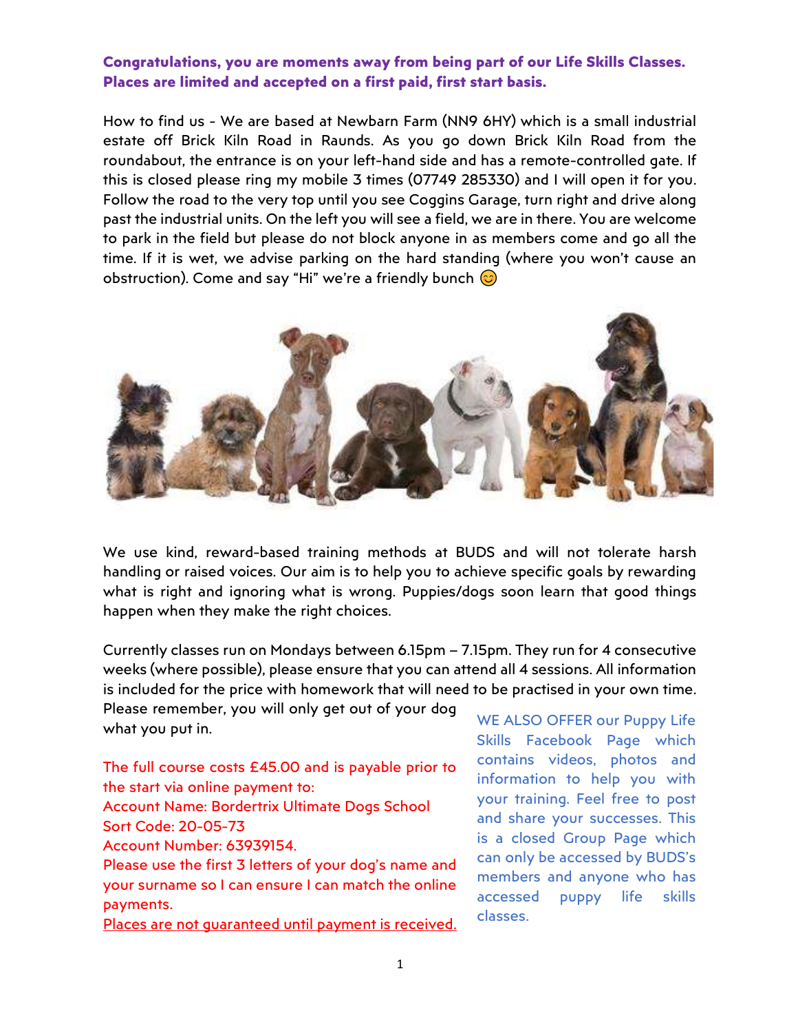**Congratulations, you are moments away from being part of our Life Skills Classes. Places are limited and accepted on a first paid, first start basis.**

How to find us - We are based at Newbarn Farm (NN9 6HY) which is a small industrial estate off Brick Kiln Road in Raunds. As you go down Brick Kiln Road from the roundabout, the entrance is on your left-hand side and has a remote-controlled gate. If this is closed please ring my mobile 3 times (07749 285330) and I will open it for you. Follow the road to the very top until you see Coggins Garage, turn right and drive along past the industrial units. On the left you will see a field, we are in there. You are welcome to park in the field but please do not block anyone in as members come and go all the time. If it is wet, we advise parking on the hard standing (where you won't cause an obstruction). Come and say "Hi" we're a friendly bunch 😊

We use kind, reward-based training methods at BUDS and will not tolerate harsh handling or raised voices. Our aim is to help you to achieve specific goals by rewarding what is right and ignoring what is wrong. Puppies/dogs soon learn that good things happen when they make the right choices.

Currently classes run on Mondays between 6.15pm – 7.15pm. They run for 4 consecutive weeks (where possible), please ensure that you can attend all 4 sessions. All information is included for the price with homework that will need to be practised in your own time. Please remember, you will only get out of your dog what you put in.

The full course costs £45.00 and is payable prior to the start via online payment to:
Account Name: Bordertrix Ultimate Dogs School
Sort Code: 20-05-73
Account Number: 63939154.
Please use the first 3 letters of your dog's name and your surname so I can ensure I can match the online payments.
<u>Places are not guaranteed until payment is received.</u>

WE ALSO OFFER our Puppy Life Skills Facebook Page which contains videos, photos and information to help you with your training. Feel free to post and share your successes. This is a closed Group Page which can only be accessed by BUDS's members and anyone who has accessed puppy life skills classes.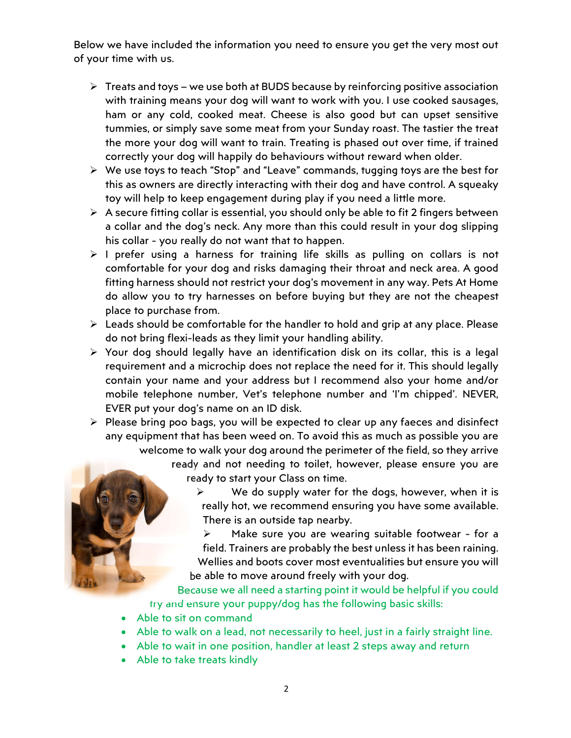Below we have included the information you need to ensure you get the very most out of your time with us.

- Treats and toys – we use both at BUDS because by reinforcing positive association with training means your dog will want to work with you. I use cooked sausages, ham or any cold, cooked meat. Cheese is also good but can upset sensitive tummies, or simply save some meat from your Sunday roast. The tastier the treat the more your dog will want to train. Treating is phased out over time, if trained correctly your dog will happily do behaviours without reward when older.
- We use toys to teach "Stop" and "Leave" commands, tugging toys are the best for this as owners are directly interacting with their dog and have control. A squeaky toy will help to keep engagement during play if you need a little more.
- A secure fitting collar is essential, you should only be able to fit 2 fingers between a collar and the dog's neck. Any more than this could result in your dog slipping his collar - you really do not want that to happen.
- I prefer using a harness for training life skills as pulling on collars is not comfortable for your dog and risks damaging their throat and neck area. A good fitting harness should not restrict your dog's movement in any way. Pets At Home do allow you to try harnesses on before buying but they are not the cheapest place to purchase from.
- Leads should be comfortable for the handler to hold and grip at any place. Please do not bring flexi-leads as they limit your handling ability.
- Your dog should legally have an identification disk on its collar, this is a legal requirement and a microchip does not replace the need for it. This should legally contain your name and your address but I recommend also your home and/or mobile telephone number, Vet's telephone number and 'I'm chipped'. NEVER, EVER put your dog's name on an ID disk.
- Please bring poo bags, you will be expected to clear up any faeces and disinfect any equipment that has been weed on. To avoid this as much as possible you are welcome to walk your dog around the perimeter of the field, so they arrive ready and not needing to toilet, however, please ensure you are ready to start your Class on time.
- We do supply water for the dogs, however, when it is really hot, we recommend ensuring you have some available. There is an outside tap nearby.
- Make sure you are wearing suitable footwear - for a field. Trainers are probably the best unless it has been raining. Wellies and boots cover most eventualities but ensure you will be able to move around freely with your dog.

Because we all need a starting point it would be helpful if you could try and ensure your puppy/dog has the following basic skills:

- Able to sit on command
- Able to walk on a lead, not necessarily to heel, just in a fairly straight line.
- Able to wait in one position, handler at least 2 steps away and return
- Able to take treats kindly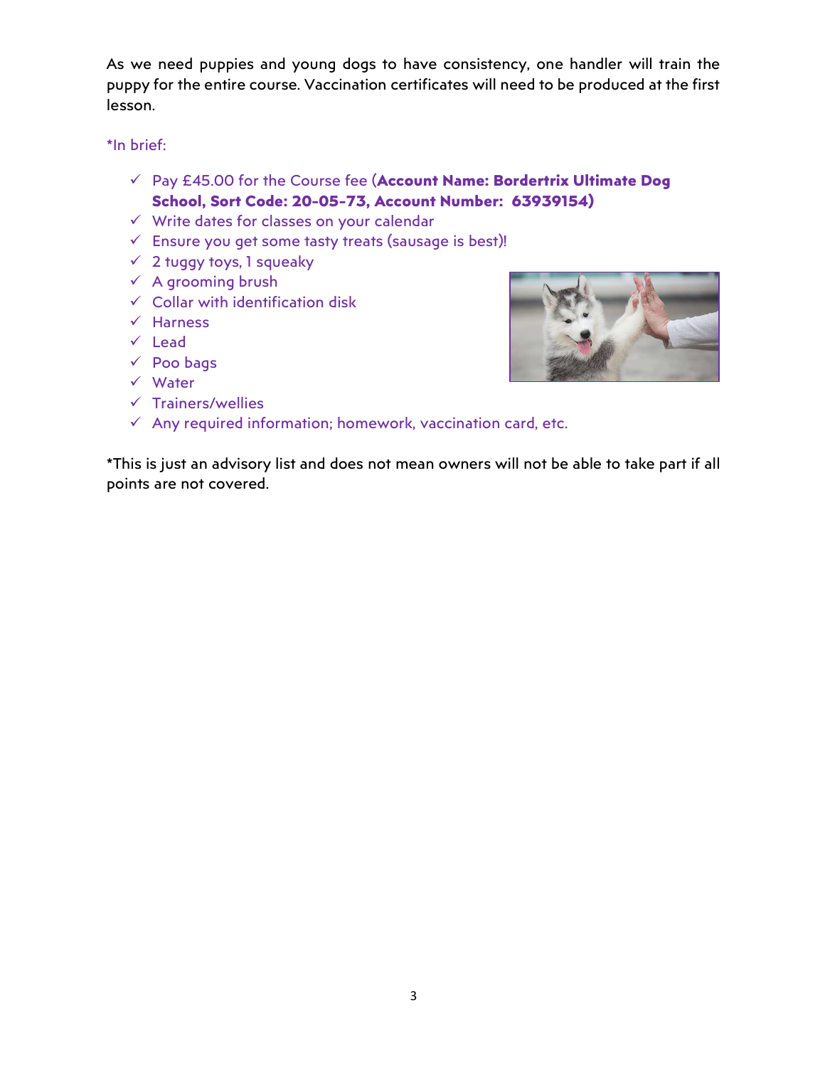As we need puppies and young dogs to have consistency, one handler will train the puppy for the entire course. Vaccination certificates will need to be produced at the first lesson.

*In brief:

- ✓ Pay £45.00 for the Course fee (**Account Name: Bordertrix Ultimate Dog School, Sort Code: 20-05-73, Account Number: 63939154)**
- ✓ Write dates for classes on your calendar
- ✓ Ensure you get some tasty treats (sausage is best)!
- ✓ 2 tuggy toys, 1 squeaky
- ✓ A grooming brush
- ✓ Collar with identification disk
- ✓ Harness
- ✓ Lead
- ✓ Poo bags
- ✓ Water
- ✓ Trainers/wellies
- ✓ Any required information; homework, vaccination card, etc.

*This is just an advisory list and does not mean owners will not be able to take part if all points are not covered.